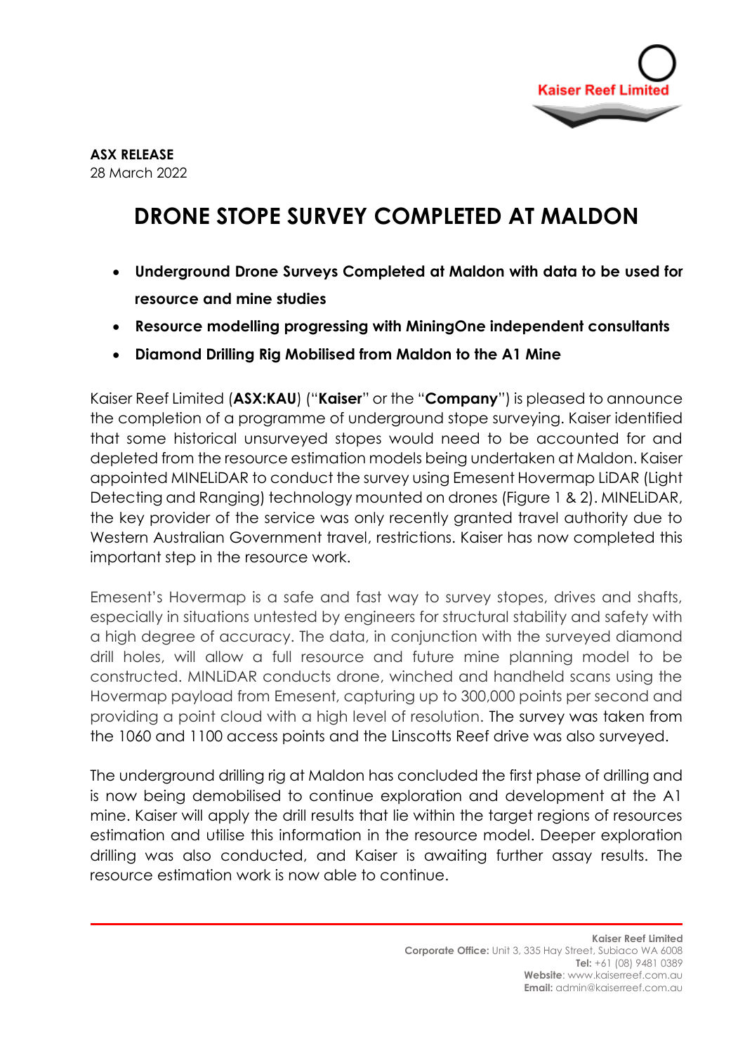**ASX RELEASE**
28 March 2022

# DRONE STOPE SURVEY COMPLETED AT MALDON

- **Underground Drone Surveys Completed at Maldon with data to be used for resource and mine studies**
- **Resource modelling progressing with MiningOne independent consultants**
- **Diamond Drilling Rig Mobilised from Maldon to the A1 Mine**

Kaiser Reef Limited (**ASX:KAU**) ("**Kaiser**" or the "**Company**") is pleased to announce the completion of a programme of underground stope surveying. Kaiser identified that some historical unsurveyed stopes would need to be accounted for and depleted from the resource estimation models being undertaken at Maldon. Kaiser appointed MINELiDAR to conduct the survey using Emesent Hovermap LiDAR (Light Detecting and Ranging) technology mounted on drones (Figure 1 & 2). MINELiDAR, the key provider of the service was only recently granted travel authority due to Western Australian Government travel, restrictions. Kaiser has now completed this important step in the resource work.

Emesent's Hovermap is a safe and fast way to survey stopes, drives and shafts, especially in situations untested by engineers for structural stability and safety with a high degree of accuracy. The data, in conjunction with the surveyed diamond drill holes, will allow a full resource and future mine planning model to be constructed. MINLiDAR conducts drone, winched and handheld scans using the Hovermap payload from Emesent, capturing up to 300,000 points per second and providing a point cloud with a high level of resolution. The survey was taken from the 1060 and 1100 access points and the Linscotts Reef drive was also surveyed.

The underground drilling rig at Maldon has concluded the first phase of drilling and is now being demobilised to continue exploration and development at the A1 mine. Kaiser will apply the drill results that lie within the target regions of resources estimation and utilise this information in the resource model. Deeper exploration drilling was also conducted, and Kaiser is awaiting further assay results. The resource estimation work is now able to continue.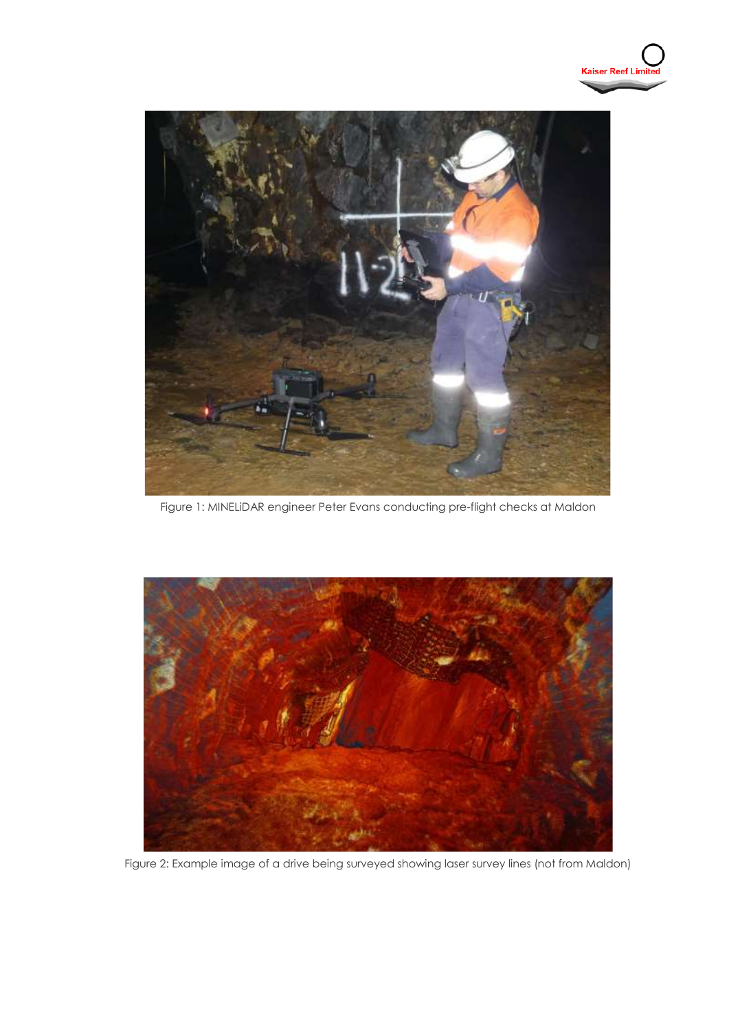Figure 1: MINELiDAR engineer Peter Evans conducting pre-flight checks at Maldon

Figure 2: Example image of a drive being surveyed showing laser survey lines (not from Maldon)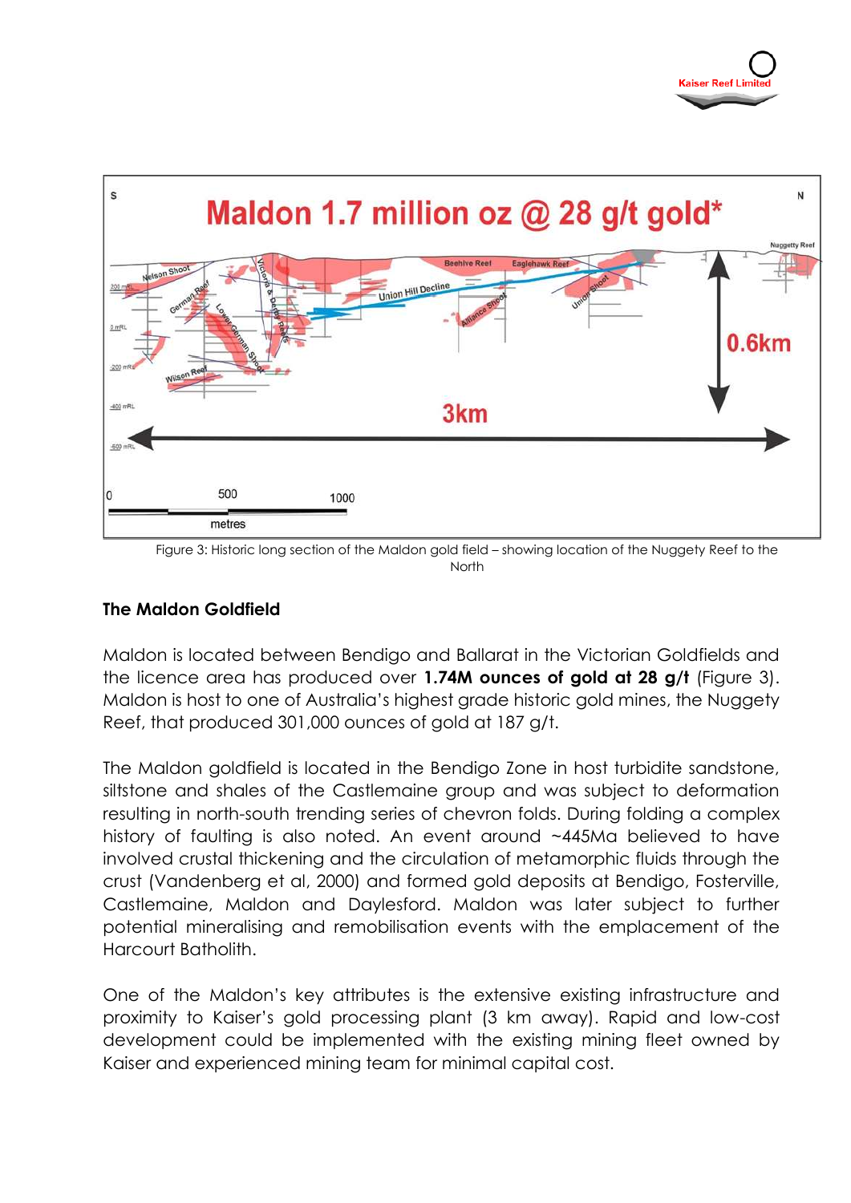Figure 3: Historic long section of the Maldon gold field – showing location of the Nuggety Reef to the North

## The Maldon Goldfield

Maldon is located between Bendigo and Ballarat in the Victorian Goldfields and the licence area has produced over **1.74M ounces of gold at 28 g/t** (Figure 3). Maldon is host to one of Australia's highest grade historic gold mines, the Nuggety Reef, that produced 301,000 ounces of gold at 187 g/t.

The Maldon goldfield is located in the Bendigo Zone in host turbidite sandstone, siltstone and shales of the Castlemaine group and was subject to deformation resulting in north-south trending series of chevron folds. During folding a complex history of faulting is also noted. An event around ~445Ma believed to have involved crustal thickening and the circulation of metamorphic fluids through the crust (Vandenberg et al, 2000) and formed gold deposits at Bendigo, Fosterville, Castlemaine, Maldon and Daylesford. Maldon was later subject to further potential mineralising and remobilisation events with the emplacement of the Harcourt Batholith.

One of the Maldon's key attributes is the extensive existing infrastructure and proximity to Kaiser's gold processing plant (3 km away). Rapid and low-cost development could be implemented with the existing mining fleet owned by Kaiser and experienced mining team for minimal capital cost.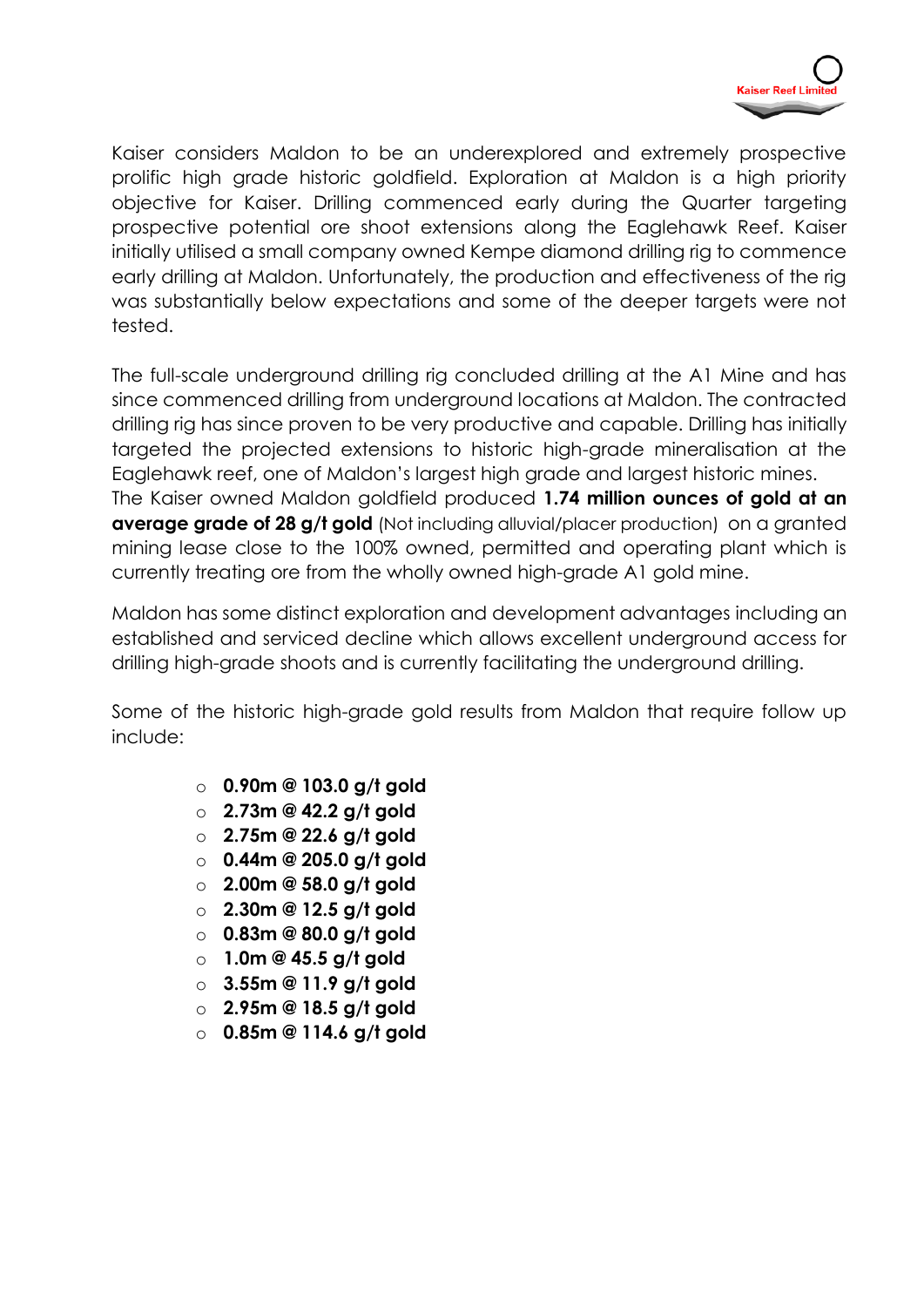Kaiser considers Maldon to be an underexplored and extremely prospective prolific high grade historic goldfield. Exploration at Maldon is a high priority objective for Kaiser. Drilling commenced early during the Quarter targeting prospective potential ore shoot extensions along the Eaglehawk Reef. Kaiser initially utilised a small company owned Kempe diamond drilling rig to commence early drilling at Maldon. Unfortunately, the production and effectiveness of the rig was substantially below expectations and some of the deeper targets were not tested.

The full-scale underground drilling rig concluded drilling at the A1 Mine and has since commenced drilling from underground locations at Maldon. The contracted drilling rig has since proven to be very productive and capable. Drilling has initially targeted the projected extensions to historic high-grade mineralisation at the Eaglehawk reef, one of Maldon's largest high grade and largest historic mines. The Kaiser owned Maldon goldfield produced **1.74 million ounces of gold at an average grade of 28 g/t gold** (Not including alluvial/placer production) on a granted mining lease close to the 100% owned, permitted and operating plant which is currently treating ore from the wholly owned high-grade A1 gold mine.

Maldon has some distinct exploration and development advantages including an established and serviced decline which allows excellent underground access for drilling high-grade shoots and is currently facilitating the underground drilling.

Some of the historic high-grade gold results from Maldon that require follow up include:

- **0.90m @ 103.0 g/t gold**
- **2.73m @ 42.2 g/t gold**
- **2.75m @ 22.6 g/t gold**
- **0.44m @ 205.0 g/t gold**
- **2.00m @ 58.0 g/t gold**
- **2.30m @ 12.5 g/t gold**
- **0.83m @ 80.0 g/t gold**
- **1.0m @ 45.5 g/t gold**
- **3.55m @ 11.9 g/t gold**
- **2.95m @ 18.5 g/t gold**
- **0.85m @ 114.6 g/t gold**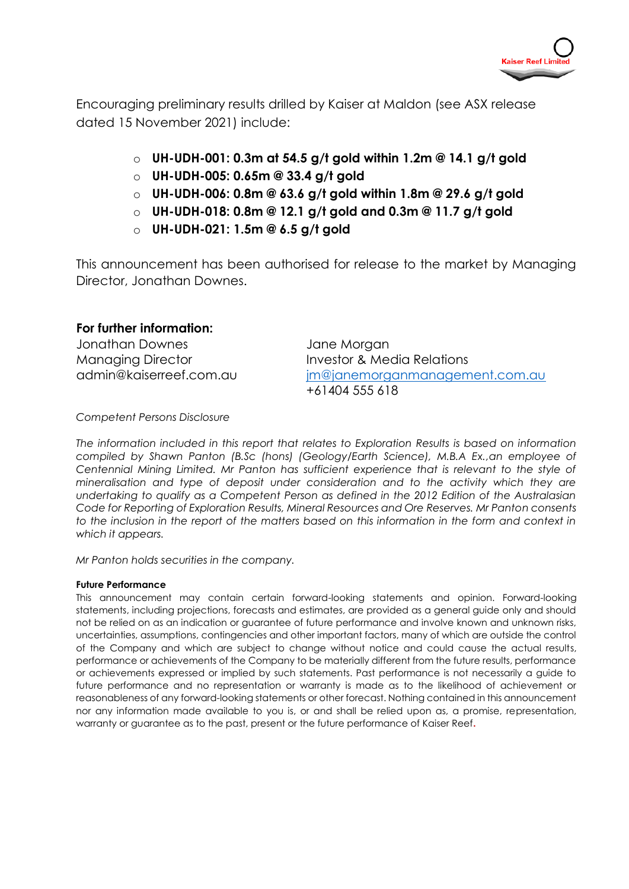Encouraging preliminary results drilled by Kaiser at Maldon (see ASX release dated 15 November 2021) include:

- **UH-UDH-001: 0.3m at 54.5 g/t gold within 1.2m @ 14.1 g/t gold**
- **UH-UDH-005: 0.65m @ 33.4 g/t gold**
- **UH-UDH-006: 0.8m @ 63.6 g/t gold within 1.8m @ 29.6 g/t gold**
- **UH-UDH-018: 0.8m @ 12.1 g/t gold and 0.3m @ 11.7 g/t gold**
- **UH-UDH-021: 1.5m @ 6.5 g/t gold**

This announcement has been authorised for release to the market by Managing Director, Jonathan Downes.

**For further information:**

Jonathan Downes
Managing Director
admin@kaiserreef.com.au

Jane Morgan
Investor & Media Relations
jm@janemorganmanagement.com.au
+61404 555 618

*Competent Persons Disclosure*

*The information included in this report that relates to Exploration Results is based on information compiled by Shawn Panton (B.Sc (hons) (Geology/Earth Science), M.B.A Ex.,an employee of Centennial Mining Limited. Mr Panton has sufficient experience that is relevant to the style of mineralisation and type of deposit under consideration and to the activity which they are undertaking to qualify as a Competent Person as defined in the 2012 Edition of the Australasian Code for Reporting of Exploration Results, Mineral Resources and Ore Reserves. Mr Panton consents to the inclusion in the report of the matters based on this information in the form and context in which it appears.*

*Mr Panton holds securities in the company.*

**Future Performance**

This announcement may contain certain forward-looking statements and opinion. Forward-looking statements, including projections, forecasts and estimates, are provided as a general guide only and should not be relied on as an indication or guarantee of future performance and involve known and unknown risks, uncertainties, assumptions, contingencies and other important factors, many of which are outside the control of the Company and which are subject to change without notice and could cause the actual results, performance or achievements of the Company to be materially different from the future results, performance or achievements expressed or implied by such statements. Past performance is not necessarily a guide to future performance and no representation or warranty is made as to the likelihood of achievement or reasonableness of any forward-looking statements or other forecast. Nothing contained in this announcement nor any information made available to you is, or and shall be relied upon as, a promise, representation, warranty or guarantee as to the past, present or the future performance of Kaiser Reef.